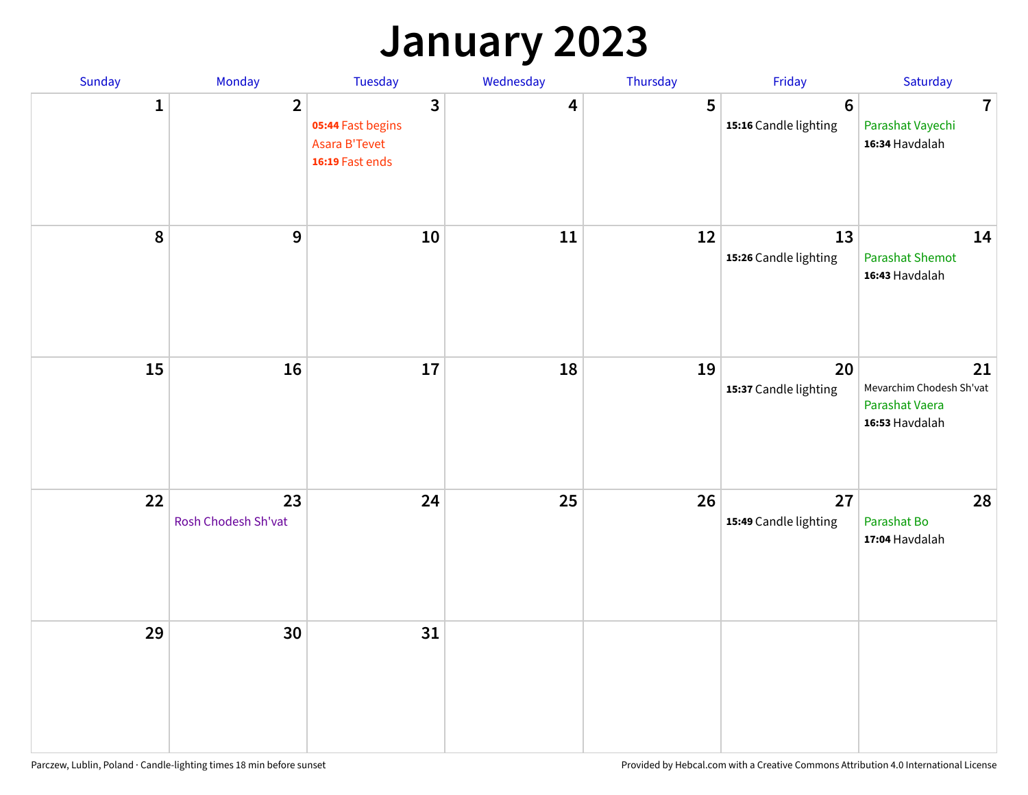# January 2023

| Sunday | Monday | Tuesday | Wednesday | Thursday | Friday | Saturday |
|---|---|---|---|---|---|---|
| 1 | 2 | 3<br>**05:44** Fast begins<br>Asara B'Tevet<br>**16:19** Fast ends | 4 | 5 | 6<br>**15:16** Candle lighting | 7<br>Parashat Vayechi<br>**16:34** Havdalah |
| 8 | 9 | 10 | 11 | 12 | 13<br>**15:26** Candle lighting | 14<br>Parashat Shemot<br>**16:43** Havdalah |
| 15 | 16 | 17 | 18 | 19 | 20<br>**15:37** Candle lighting | 21<br>Mevarchim Chodesh Sh'vat<br>Parashat Vaera<br>**16:53** Havdalah |
| 22 | 23<br>Rosh Chodesh Sh'vat | 24 | 25 | 26 | 27<br>**15:49** Candle lighting | 28<br>Parashat Bo<br>**17:04** Havdalah |
| 29 | 30 | 31 | | | | |

Parczew, Lublin, Poland · Candle-lighting times 18 min before sunset

Provided by Hebcal.com with a Creative Commons Attribution 4.0 International License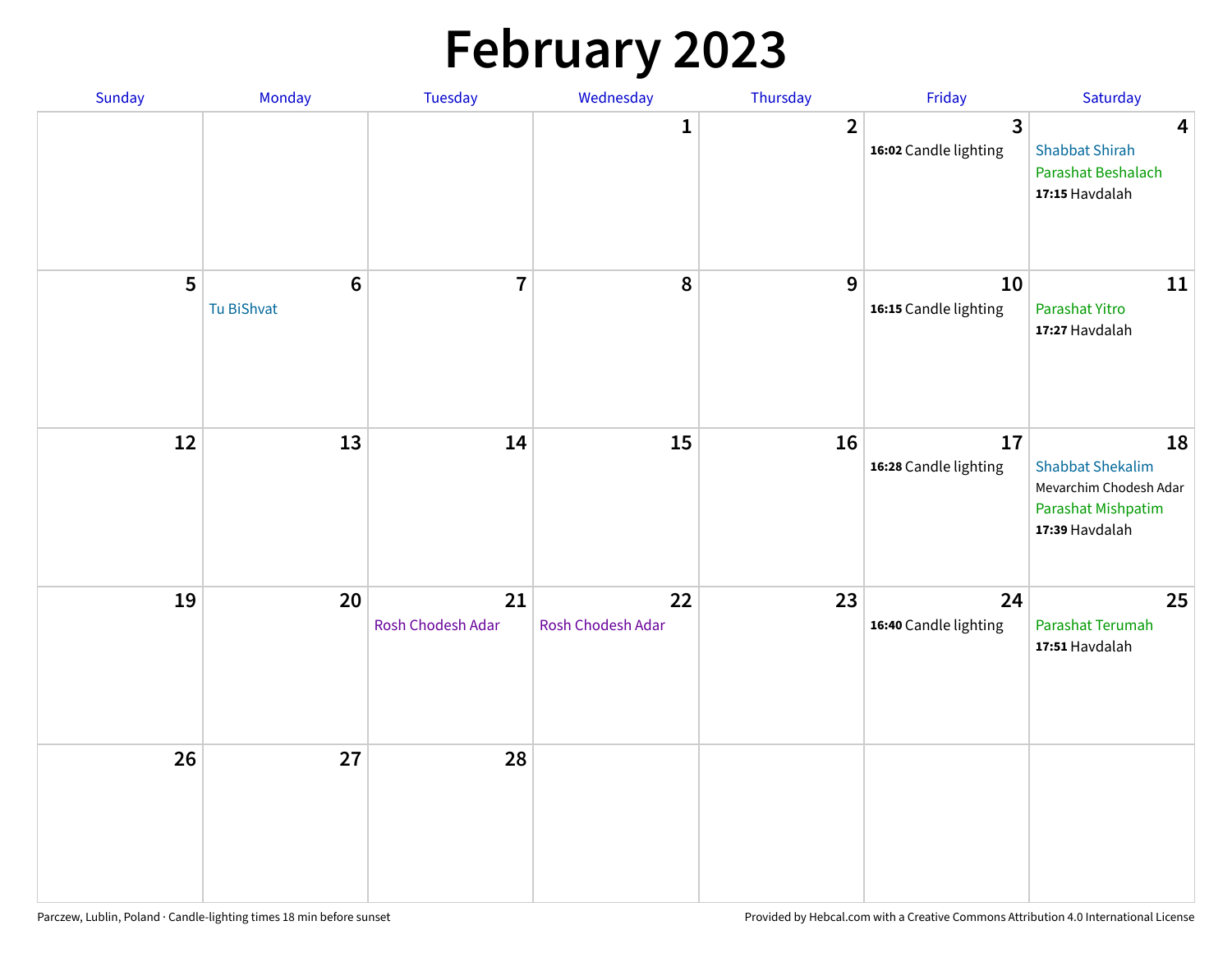# February 2023

| Sunday | Monday | Tuesday | Wednesday | Thursday | Friday | Saturday |
|---|---|---|---|---|---|---|
| | | | 1 | 2 | 3<br>**16:02** Candle lighting | 4<br>Shabbat Shirah<br>Parashat Beshalach<br>**17:15** Havdalah |
| 5 | 6<br>Tu BiShvat | 7 | 8 | 9 | 10<br>**16:15** Candle lighting | 11<br>Parashat Yitro<br>**17:27** Havdalah |
| 12 | 13 | 14 | 15 | 16 | 17<br>**16:28** Candle lighting | 18<br>Shabbat Shekalim<br>Mevarchim Chodesh Adar<br>Parashat Mishpatim<br>**17:39** Havdalah |
| 19 | 20 | 21<br>Rosh Chodesh Adar | 22<br>Rosh Chodesh Adar | 23 | 24<br>**16:40** Candle lighting | 25<br>Parashat Terumah<br>**17:51** Havdalah |
| 26 | 27 | 28 | | | | |

Parczew, Lublin, Poland · Candle-lighting times 18 min before sunset

Provided by Hebcal.com with a Creative Commons Attribution 4.0 International License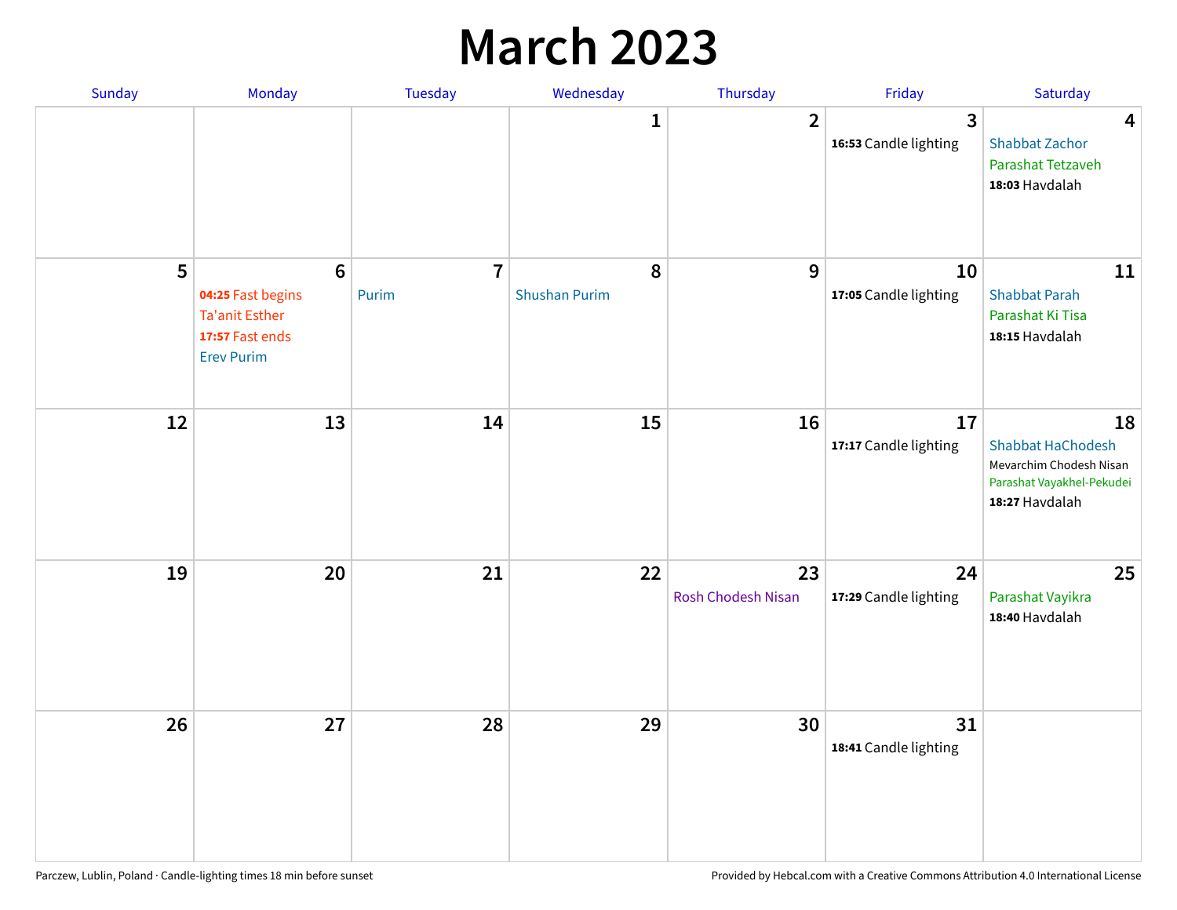# March 2023

| Sunday | Monday | Tuesday | Wednesday | Thursday | Friday | Saturday |
|---|---|---|---|---|---|---|
| | | | 1 | 2 | 3<br>**16:53** Candle lighting | 4<br>Shabbat Zachor<br>Parashat Tetzaveh<br>**18:03** Havdalah |
| 5 | 6<br>**04:25** Fast begins<br>Ta'anit Esther<br>**17:57** Fast ends<br>Erev Purim | 7<br>Purim | 8<br>Shushan Purim | 9 | 10<br>**17:05** Candle lighting | 11<br>Shabbat Parah<br>Parashat Ki Tisa<br>**18:15** Havdalah |
| 12 | 13 | 14 | 15 | 16 | 17<br>**17:17** Candle lighting | 18<br>Shabbat HaChodesh<br>Mevarchim Chodesh Nisan<br>Parashat Vayakhel-Pekudei<br>**18:27** Havdalah |
| 19 | 20 | 21 | 22 | 23<br>Rosh Chodesh Nisan | 24<br>**17:29** Candle lighting | 25<br>Parashat Vayikra<br>**18:40** Havdalah |
| 26 | 27 | 28 | 29 | 30 | 31<br>**18:41** Candle lighting | |

Parczew, Lublin, Poland · Candle-lighting times 18 min before sunset

Provided by Hebcal.com with a Creative Commons Attribution 4.0 International License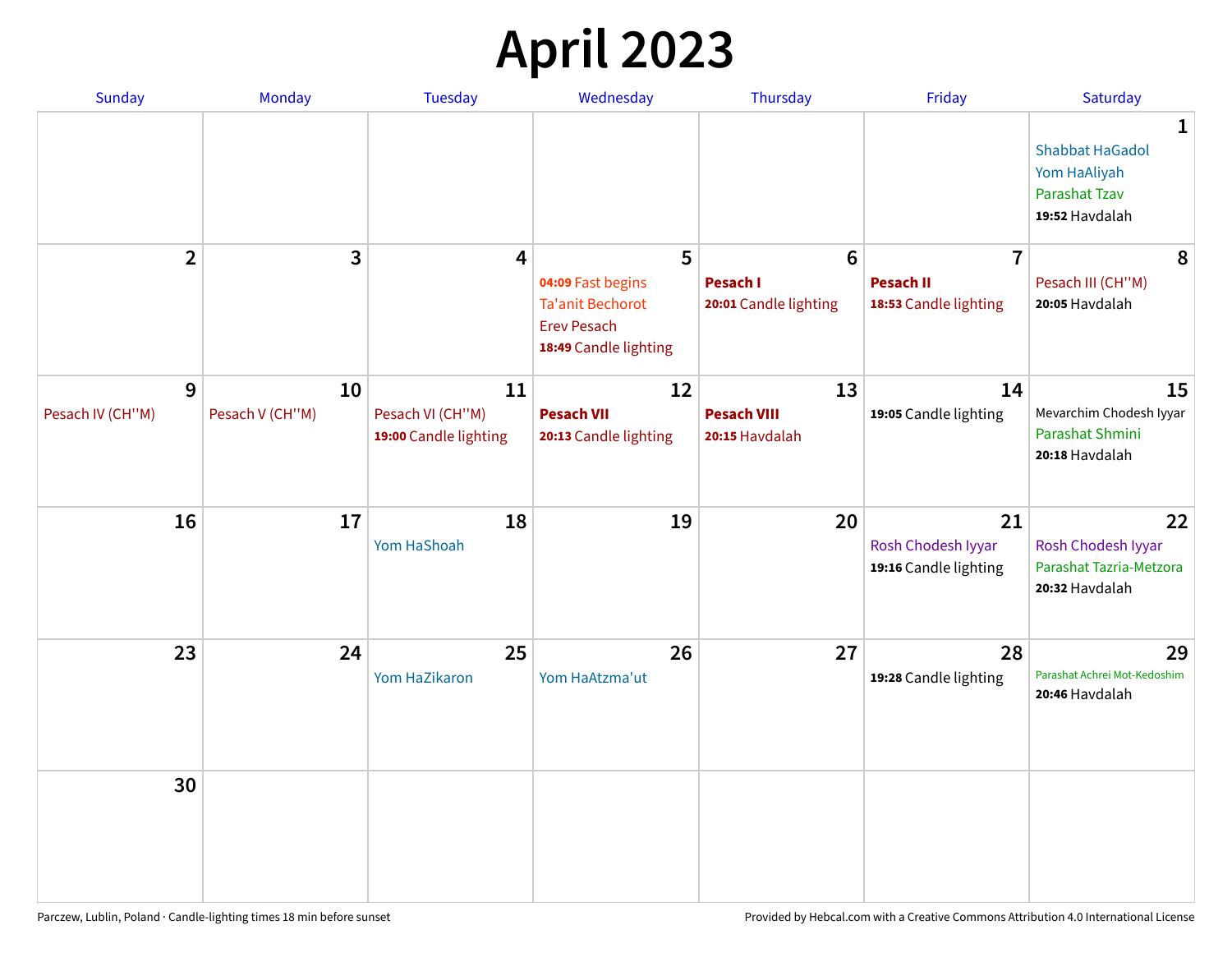# April 2023

| Sunday | Monday | Tuesday | Wednesday | Thursday | Friday | Saturday |
|---|---|---|---|---|---|---|
| | | | | | | **1**<br>Shabbat HaGadol<br>Yom HaAliyah<br>Parashat Tzav<br>**19:52** Havdalah |
| **2** | **3** | **4** | **5**<br>**04:09** Fast begins<br>Ta'anit Bechorot<br>Erev Pesach<br>**18:49** Candle lighting | **6**<br>**Pesach I**<br>**20:01** Candle lighting | **7**<br>**Pesach II**<br>**18:53** Candle lighting | **8**<br>Pesach III (CH''M)<br>**20:05** Havdalah |
| **9**<br>Pesach IV (CH''M) | **10**<br>Pesach V (CH''M) | **11**<br>Pesach VI (CH''M)<br>**19:00** Candle lighting | **12**<br>**Pesach VII**<br>**20:13** Candle lighting | **13**<br>**Pesach VIII**<br>**20:15** Havdalah | **14**<br>**19:05** Candle lighting | **15**<br>Mevarchim Chodesh Iyyar<br>Parashat Shmini<br>**20:18** Havdalah |
| **16** | **17** | **18**<br>Yom HaShoah | **19** | **20** | **21**<br>Rosh Chodesh Iyyar<br>**19:16** Candle lighting | **22**<br>Rosh Chodesh Iyyar<br>Parashat Tazria-Metzora<br>**20:32** Havdalah |
| **23** | **24** | **25**<br>Yom HaZikaron | **26**<br>Yom HaAtzma'ut | **27** | **28**<br>**19:28** Candle lighting | **29**<br>Parashat Achrei Mot-Kedoshim<br>**20:46** Havdalah |
| **30** | | | | | | |

Parczew, Lublin, Poland · Candle-lighting times 18 min before sunset

Provided by Hebcal.com with a Creative Commons Attribution 4.0 International License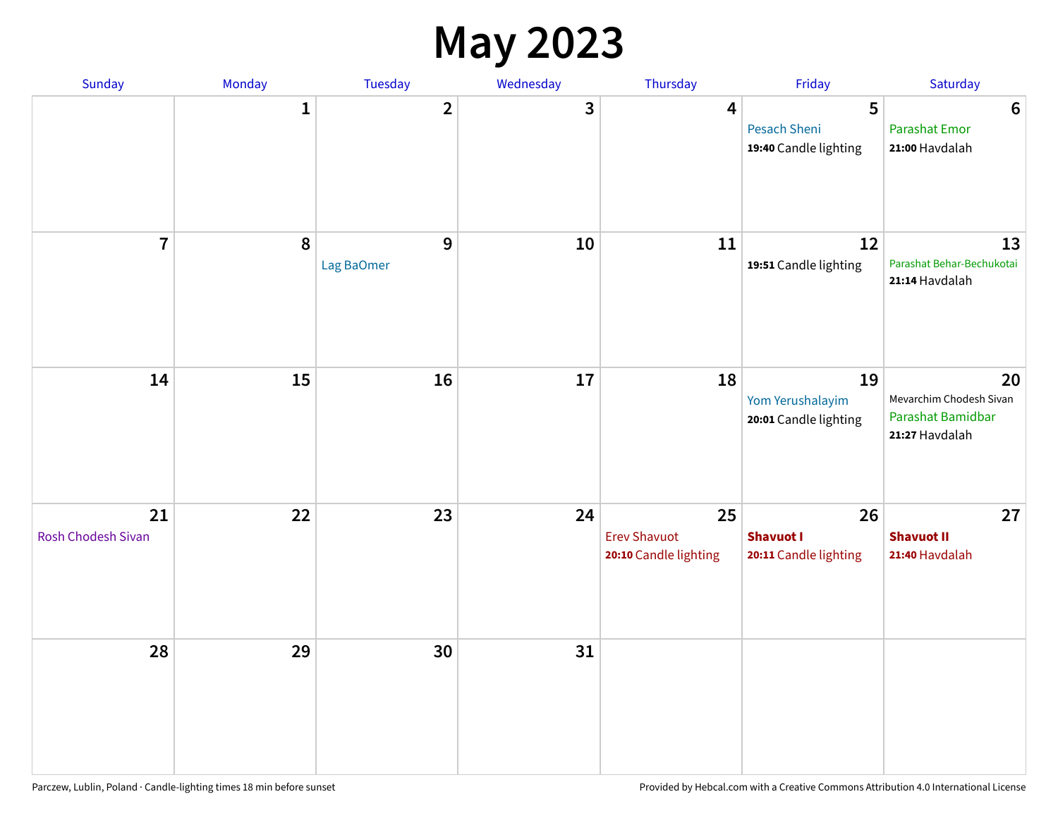# May 2023

| Sunday | Monday | Tuesday | Wednesday | Thursday | Friday | Saturday |
|---|---|---|---|---|---|---|
| | 1 | 2 | 3 | 4 | 5<br>Pesach Sheni<br>**19:40** Candle lighting | 6<br>Parashat Emor<br>**21:00** Havdalah |
| 7 | 8 | 9<br>Lag BaOmer | 10 | 11 | 12<br>**19:51** Candle lighting | 13<br>Parashat Behar-Bechukotai<br>**21:14** Havdalah |
| 14 | 15 | 16 | 17 | 18 | 19<br>Yom Yerushalayim<br>**20:01** Candle lighting | 20<br>Mevarchim Chodesh Sivan<br>Parashat Bamidbar<br>**21:27** Havdalah |
| 21<br>Rosh Chodesh Sivan | 22 | 23 | 24 | 25<br>Erev Shavuot<br>**20:10** Candle lighting | 26<br>**Shavuot I**<br>**20:11** Candle lighting | 27<br>**Shavuot II**<br>**21:40** Havdalah |
| 28 | 29 | 30 | 31 | | | |

Parczew, Lublin, Poland · Candle-lighting times 18 min before sunset

Provided by Hebcal.com with a Creative Commons Attribution 4.0 International License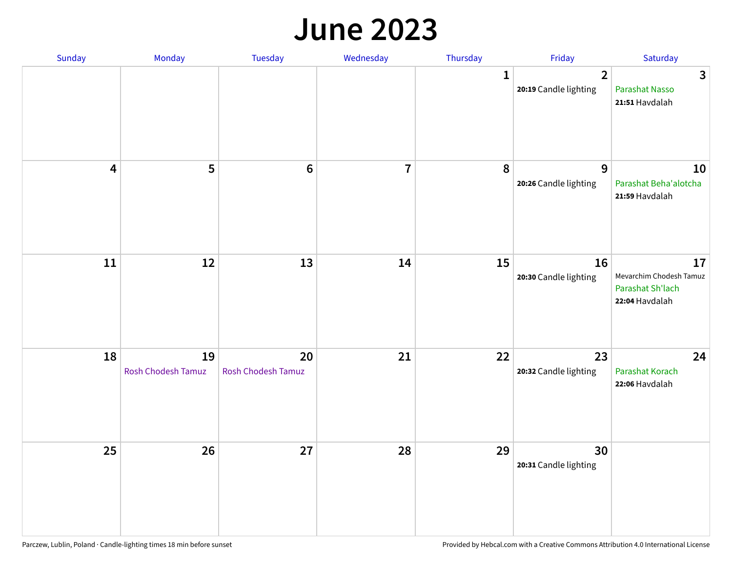# June 2023

| Sunday | Monday | Tuesday | Wednesday | Thursday | Friday | Saturday |
|---|---|---|---|---|---|---|
| | | | | 1 | 2<br>**20:19** Candle lighting | 3<br>Parashat Nasso<br>**21:51** Havdalah |
| 4 | 5 | 6 | 7 | 8 | 9<br>**20:26** Candle lighting | 10<br>Parashat Beha'alotcha<br>**21:59** Havdalah |
| 11 | 12 | 13 | 14 | 15 | 16<br>**20:30** Candle lighting | 17<br>Mevarchim Chodesh Tamuz<br>Parashat Sh'lach<br>**22:04** Havdalah |
| 18 | 19<br>Rosh Chodesh Tamuz | 20<br>Rosh Chodesh Tamuz | 21 | 22 | 23<br>**20:32** Candle lighting | 24<br>Parashat Korach<br>**22:06** Havdalah |
| 25 | 26 | 27 | 28 | 29 | 30<br>**20:31** Candle lighting | |

Parczew, Lublin, Poland · Candle-lighting times 18 min before sunset

Provided by Hebcal.com with a Creative Commons Attribution 4.0 International License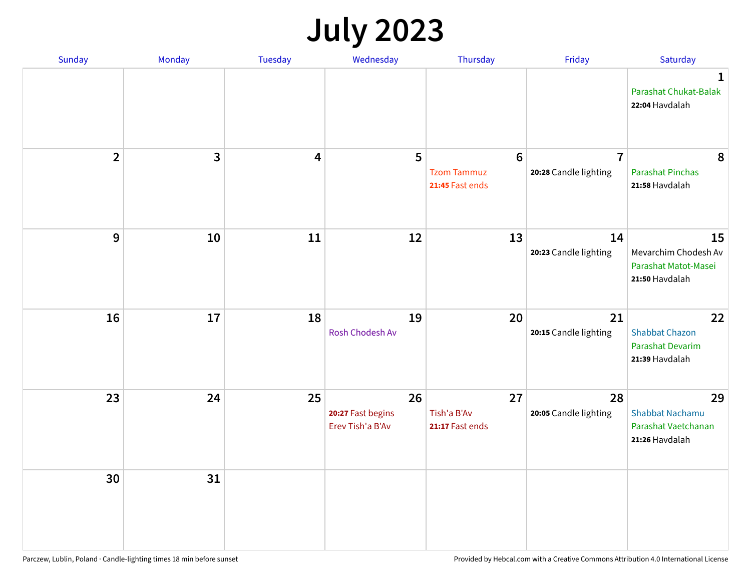# July 2023

| Sunday | Monday | Tuesday | Wednesday | Thursday | Friday | Saturday |
|---|---|---|---|---|---|---|
| | | | | | | **1** Parashat Chukat-Balak **22:04** Havdalah |
| **2** | **3** | **4** | **5** | **6** Tzom Tammuz **21:45** Fast ends | **7** **20:28** Candle lighting | **8** Parashat Pinchas **21:58** Havdalah |
| **9** | **10** | **11** | **12** | **13** | **14** **20:23** Candle lighting | **15** Mevarchim Chodesh Av Parashat Matot-Masei **21:50** Havdalah |
| **16** | **17** | **18** | **19** Rosh Chodesh Av | **20** | **21** **20:15** Candle lighting | **22** Shabbat Chazon Parashat Devarim **21:39** Havdalah |
| **23** | **24** | **25** | **26** **20:27** Fast begins Erev Tish'a B'Av | **27** Tish'a B'Av **21:17** Fast ends | **28** **20:05** Candle lighting | **29** Shabbat Nachamu Parashat Vaetchanan **21:26** Havdalah |
| **30** | **31** | | | | | |

Parczew, Lublin, Poland · Candle-lighting times 18 min before sunset

Provided by Hebcal.com with a Creative Commons Attribution 4.0 International License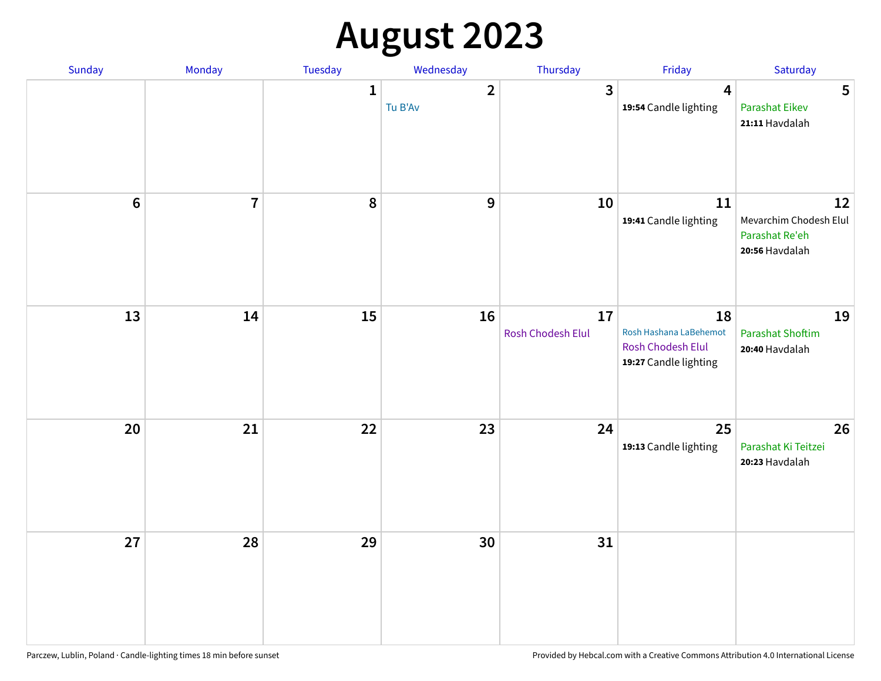# August 2023

| Sunday | Monday | Tuesday | Wednesday | Thursday | Friday | Saturday |
|---|---|---|---|---|---|---|
| | | 1 | 2<br>Tu B'Av | 3 | 4<br>**19:54** Candle lighting | 5<br>Parashat Eikev<br>**21:11** Havdalah |
| 6 | 7 | 8 | 9 | 10 | 11<br>**19:41** Candle lighting | 12<br>Mevarchim Chodesh Elul<br>Parashat Re'eh<br>**20:56** Havdalah |
| 13 | 14 | 15 | 16 | 17<br>Rosh Chodesh Elul | 18<br>Rosh Hashana LaBehemot<br>Rosh Chodesh Elul<br>**19:27** Candle lighting | 19<br>Parashat Shoftim<br>**20:40** Havdalah |
| 20 | 21 | 22 | 23 | 24 | 25<br>**19:13** Candle lighting | 26<br>Parashat Ki Teitzei<br>**20:23** Havdalah |
| 27 | 28 | 29 | 30 | 31 | | |

Parczew, Lublin, Poland · Candle-lighting times 18 min before sunset

Provided by Hebcal.com with a Creative Commons Attribution 4.0 International License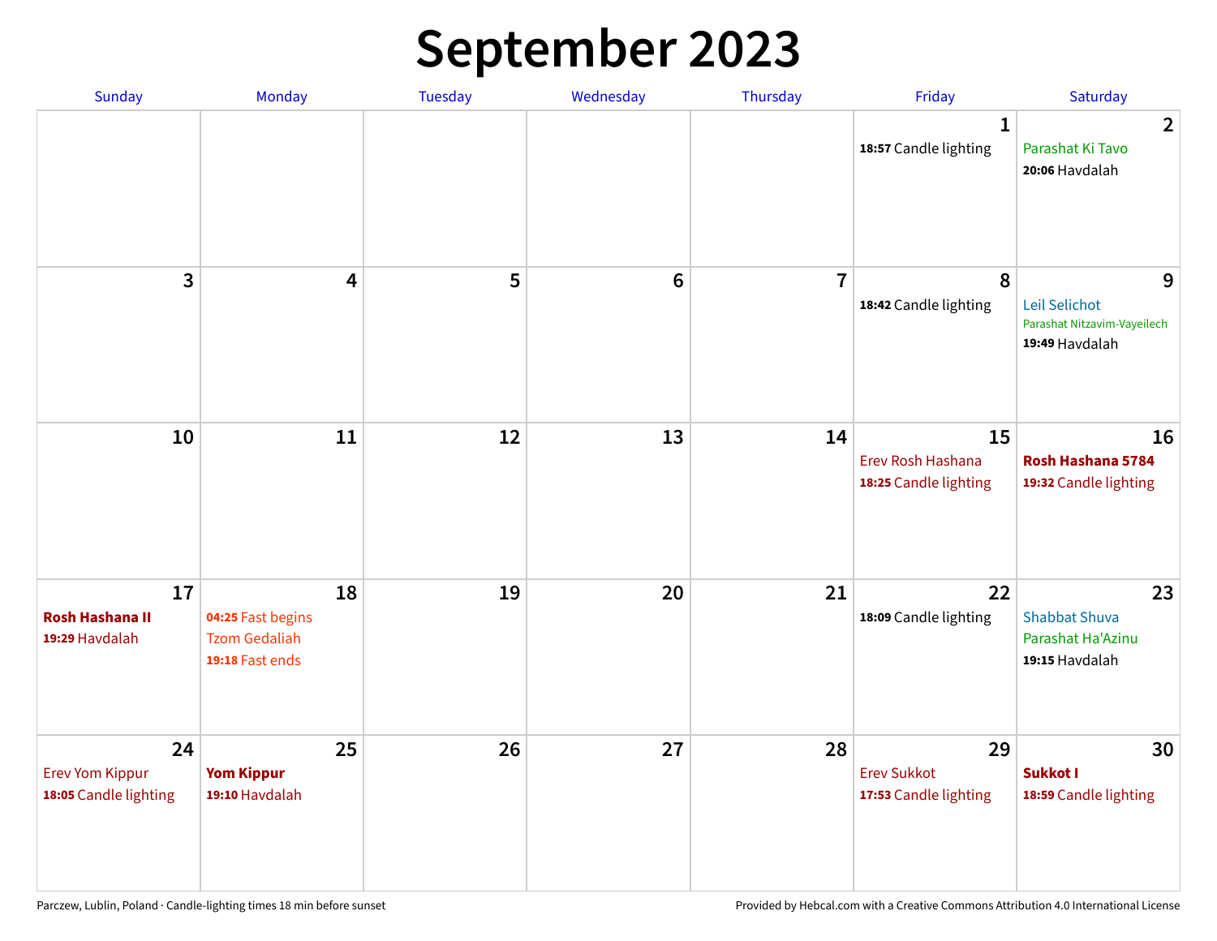# September 2023

| Sunday | Monday | Tuesday | Wednesday | Thursday | Friday | Saturday |
|---|---|---|---|---|---|---|
| | | | | | 1<br>**18:57** Candle lighting | 2<br>Parashat Ki Tavo<br>**20:06** Havdalah |
| 3 | 4 | 5 | 6 | 7 | 8<br>**18:42** Candle lighting | 9<br>Leil Selichot<br>Parashat Nitzavim-Vayeilech<br>**19:49** Havdalah |
| 10 | 11 | 12 | 13 | 14 | 15<br>Erev Rosh Hashana<br>**18:25** Candle lighting | 16<br>**Rosh Hashana 5784**<br>**19:32** Candle lighting |
| 17<br>**Rosh Hashana II**<br>**19:29** Havdalah | 18<br>**04:25** Fast begins<br>Tzom Gedaliah<br>**19:18** Fast ends | 19 | 20 | 21 | 22<br>**18:09** Candle lighting | 23<br>Shabbat Shuva<br>Parashat Ha'Azinu<br>**19:15** Havdalah |
| 24<br>Erev Yom Kippur<br>**18:05** Candle lighting | 25<br>**Yom Kippur**<br>**19:10** Havdalah | 26 | 27 | 28 | 29<br>Erev Sukkot<br>**17:53** Candle lighting | 30<br>**Sukkot I**<br>**18:59** Candle lighting |

Parczew, Lublin, Poland · Candle-lighting times 18 min before sunset

Provided by Hebcal.com with a Creative Commons Attribution 4.0 International License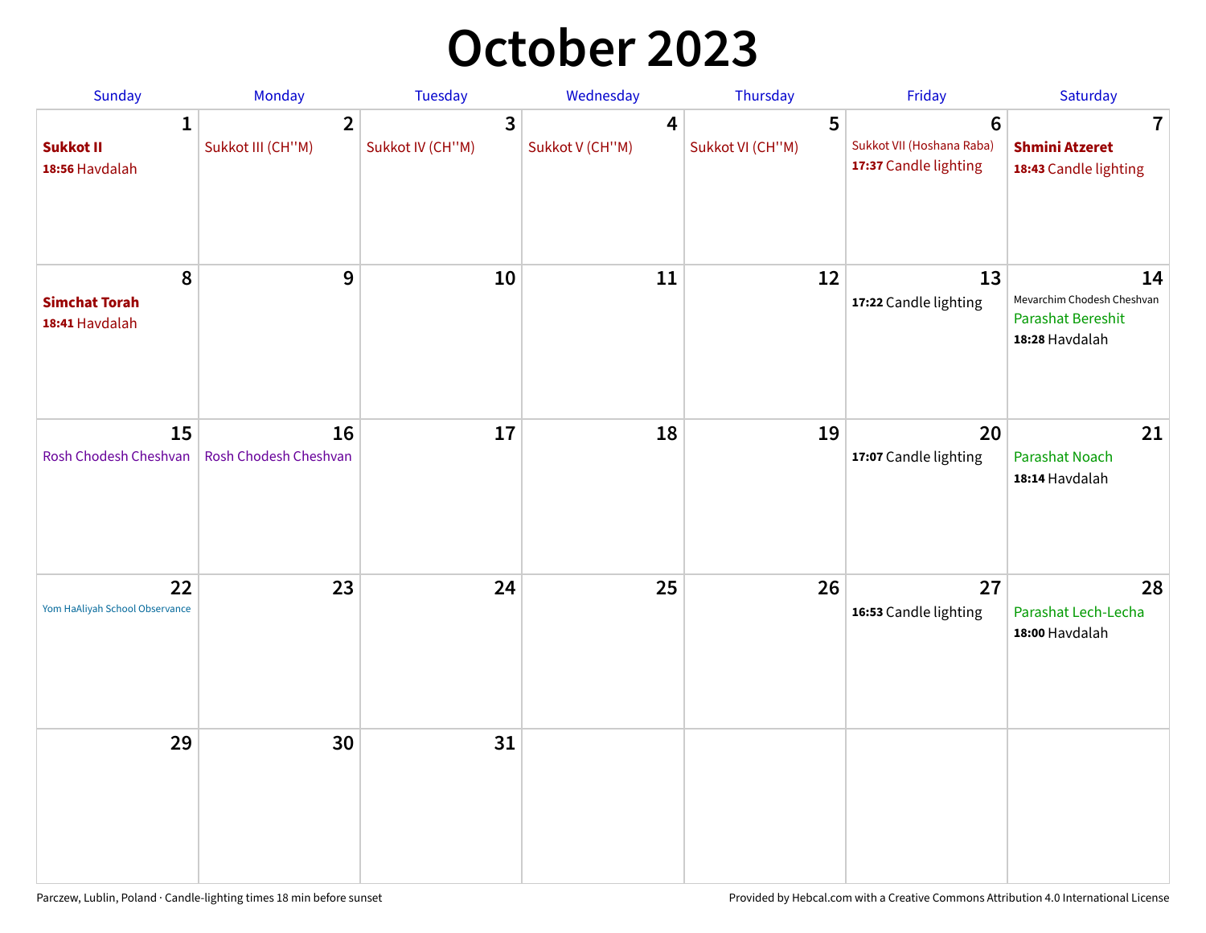# October 2023

| Sunday | Monday | Tuesday | Wednesday | Thursday | Friday | Saturday |
|---|---|---|---|---|---|---|
| 1 **Sukkot II** **18:56** Havdalah | 2 Sukkot III (CH''M) | 3 Sukkot IV (CH''M) | 4 Sukkot V (CH''M) | 5 Sukkot VI (CH''M) | 6 Sukkot VII (Hoshana Raba) **17:37** Candle lighting | 7 **Shmini Atzeret** **18:43** Candle lighting |
| 8 **Simchat Torah** **18:41** Havdalah | 9 | 10 | 11 | 12 | 13 **17:22** Candle lighting | 14 Mevarchim Chodesh Cheshvan Parashat Bereshit **18:28** Havdalah |
| 15 Rosh Chodesh Cheshvan | 16 Rosh Chodesh Cheshvan | 17 | 18 | 19 | 20 **17:07** Candle lighting | 21 Parashat Noach **18:14** Havdalah |
| 22 Yom HaAliyah School Observance | 23 | 24 | 25 | 26 | 27 **16:53** Candle lighting | 28 Parashat Lech-Lecha **18:00** Havdalah |
| 29 | 30 | 31 | | | | |

Parczew, Lublin, Poland · Candle-lighting times 18 min before sunset

Provided by Hebcal.com with a Creative Commons Attribution 4.0 International License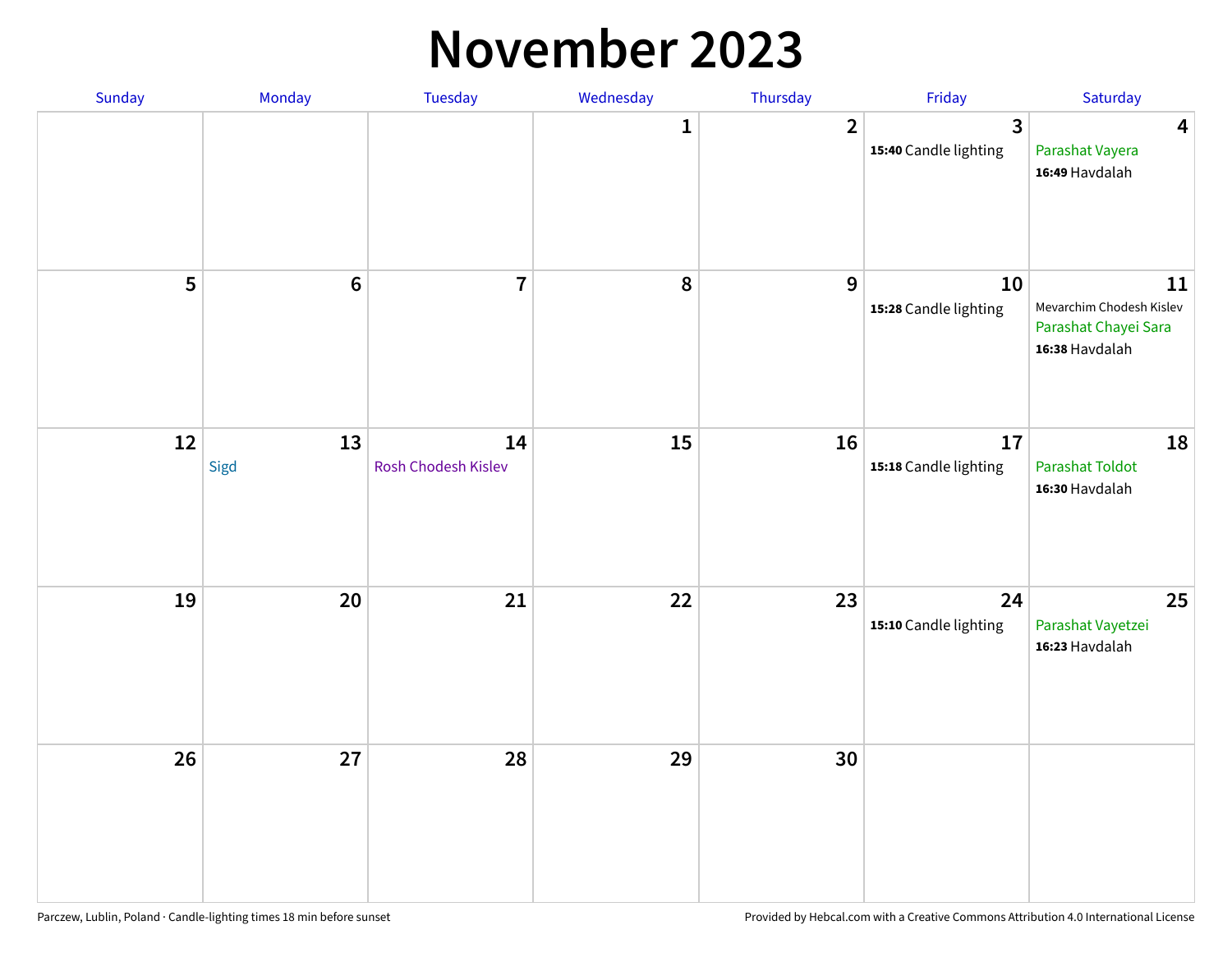# November 2023

| Sunday | Monday | Tuesday | Wednesday | Thursday | Friday | Saturday |
|---|---|---|---|---|---|---|
| | | | 1 | 2 | 3<br>**15:40** Candle lighting | 4<br>Parashat Vayera<br>**16:49** Havdalah |
| 5 | 6 | 7 | 8 | 9 | 10<br>**15:28** Candle lighting | 11<br>Mevarchim Chodesh Kislev<br>Parashat Chayei Sara<br>**16:38** Havdalah |
| 12 | 13<br>Sigd | 14<br>Rosh Chodesh Kislev | 15 | 16 | 17<br>**15:18** Candle lighting | 18<br>Parashat Toldot<br>**16:30** Havdalah |
| 19 | 20 | 21 | 22 | 23 | 24<br>**15:10** Candle lighting | 25<br>Parashat Vayetzei<br>**16:23** Havdalah |
| 26 | 27 | 28 | 29 | 30 | | |

Parczew, Lublin, Poland · Candle-lighting times 18 min before sunset

Provided by Hebcal.com with a Creative Commons Attribution 4.0 International License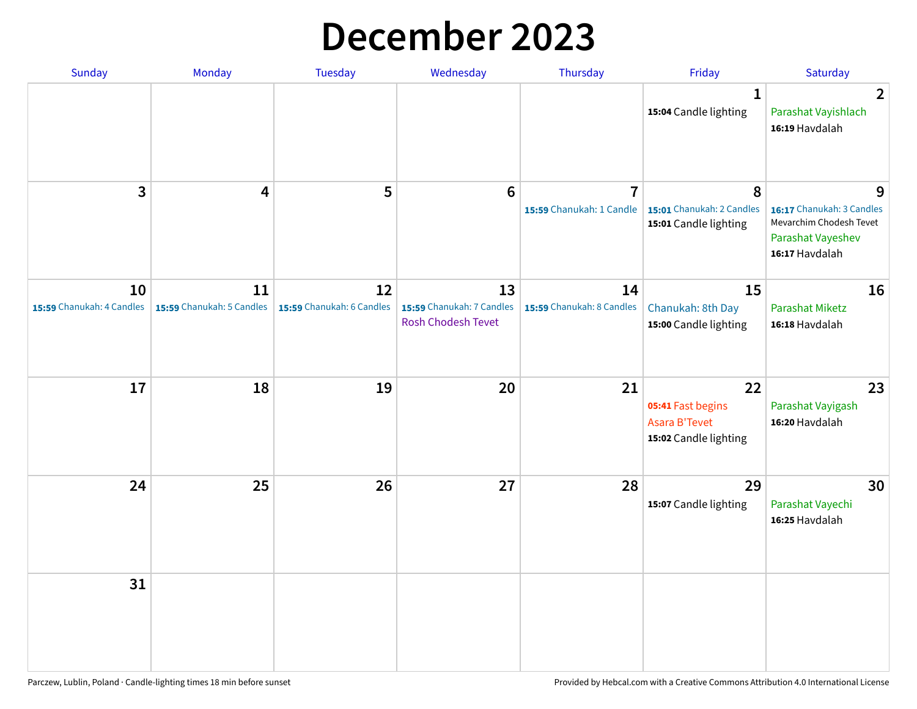# December 2023

| Sunday | Monday | Tuesday | Wednesday | Thursday | Friday | Saturday |
|---|---|---|---|---|---|---|
| | | | | | 1<br>**15:04** Candle lighting | 2<br>Parashat Vayishlach<br>**16:19** Havdalah |
| 3 | 4 | 5 | 6 | 7<br>**15:59** Chanukah: 1 Candle | 8<br>**15:01** Chanukah: 2 Candles<br>**15:01** Candle lighting | 9<br>**16:17** Chanukah: 3 Candles<br>Mevarchim Chodesh Tevet<br>Parashat Vayeshev<br>**16:17** Havdalah |
| 10<br>**15:59** Chanukah: 4 Candles | 11<br>**15:59** Chanukah: 5 Candles | 12<br>**15:59** Chanukah: 6 Candles | 13<br>**15:59** Chanukah: 7 Candles<br>Rosh Chodesh Tevet | 14<br>**15:59** Chanukah: 8 Candles | 15<br>Chanukah: 8th Day<br>**15:00** Candle lighting | 16<br>Parashat Miketz<br>**16:18** Havdalah |
| 17 | 18 | 19 | 20 | 21 | 22<br>**05:41** Fast begins<br>Asara B'Tevet<br>**15:02** Candle lighting | 23<br>Parashat Vayigash<br>**16:20** Havdalah |
| 24 | 25 | 26 | 27 | 28 | 29<br>**15:07** Candle lighting | 30<br>Parashat Vayechi<br>**16:25** Havdalah |
| 31 | | | | | | |

Parczew, Lublin, Poland · Candle-lighting times 18 min before sunset

Provided by Hebcal.com with a Creative Commons Attribution 4.0 International License